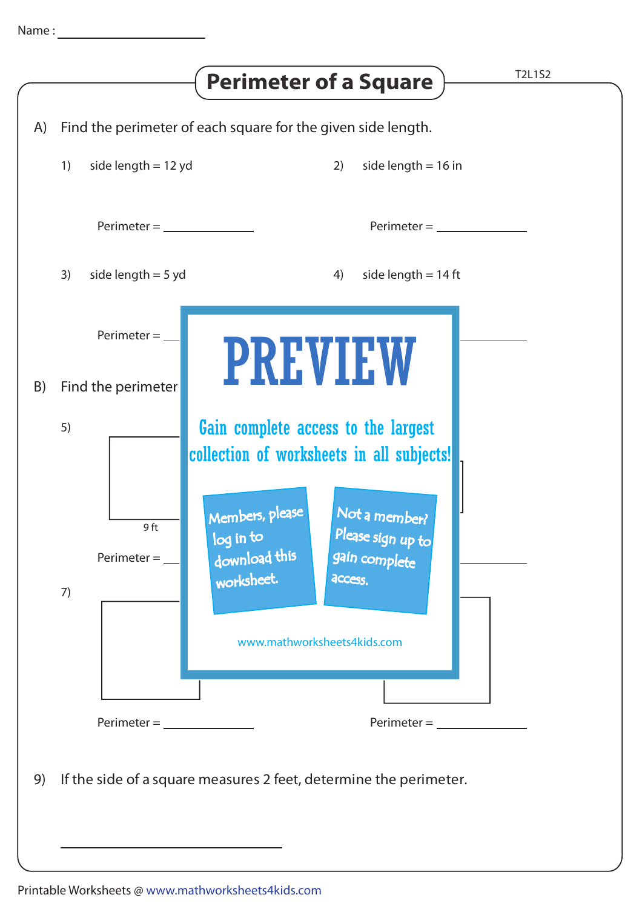Name : ____________________

# Perimeter of a Square

T2L1S2

A) Find the perimeter of each square for the given side length.

1) side length = 12 yd

Perimeter = ____________

2) side length = 16 in

Perimeter = ____________

3) side length = 5 yd

Perimeter = ____________

4) side length = 14 ft

Perimeter = ____________

B) Find the perimeter

5)

9 ft

Perimeter = ____________

Perimeter = ____________

7)

Perimeter = ____________

Perimeter = ____________

PREVIEW

Gain complete access to the largest collection of worksheets in all subjects!

Members, please log in to download this worksheet.

Not a member? Please sign up to gain complete access.

www.mathworksheets4kids.com

9) If the side of a square measures 2 feet, determine the perimeter.

______________________________

Printable Worksheets @ www.mathworksheets4kids.com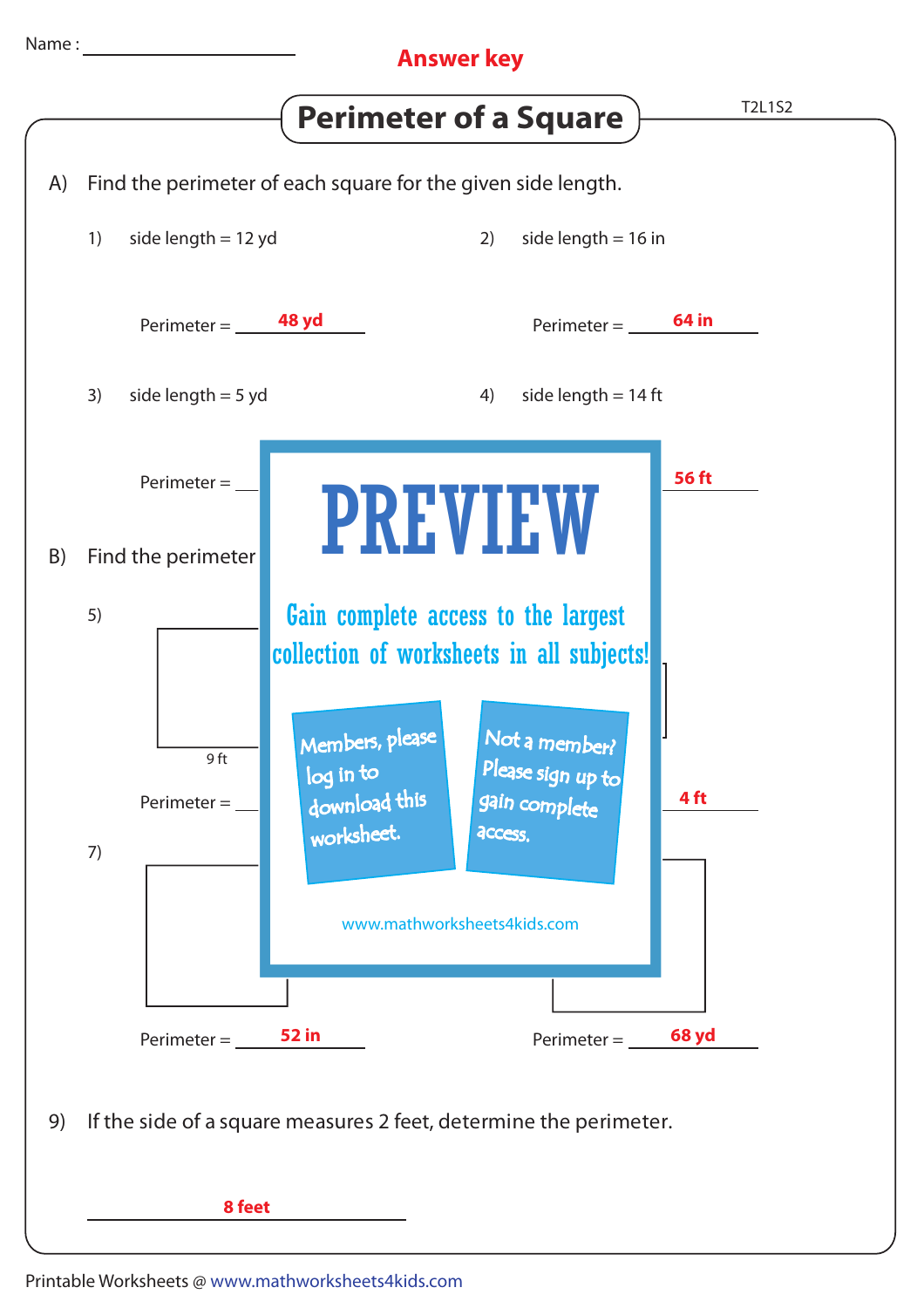Name : ____________________

**Answer key**

# Perimeter of a Square

T2L1S2

A) Find the perimeter of each square for the given side length.

1) side length = 12 yd

Perimeter = **48 yd**

2) side length = 16 in

Perimeter = **64 in**

3) side length = 5 yd

Perimeter = ____

4) side length = 14 ft

**56 ft**

PREVIEW

Gain complete access to the largest collection of worksheets in all subjects!

Members, please log in to download this worksheet.

Not a member? Please sign up to gain complete access.

www.mathworksheets4kids.com

B) Find the perimeter

5)

9 ft

Perimeter = ____

**4 ft**

7)

Perimeter = **52 in**

Perimeter = **68 yd**

9) If the side of a square measures 2 feet, determine the perimeter.

**8 feet**

Printable Worksheets @ www.mathworksheets4kids.com